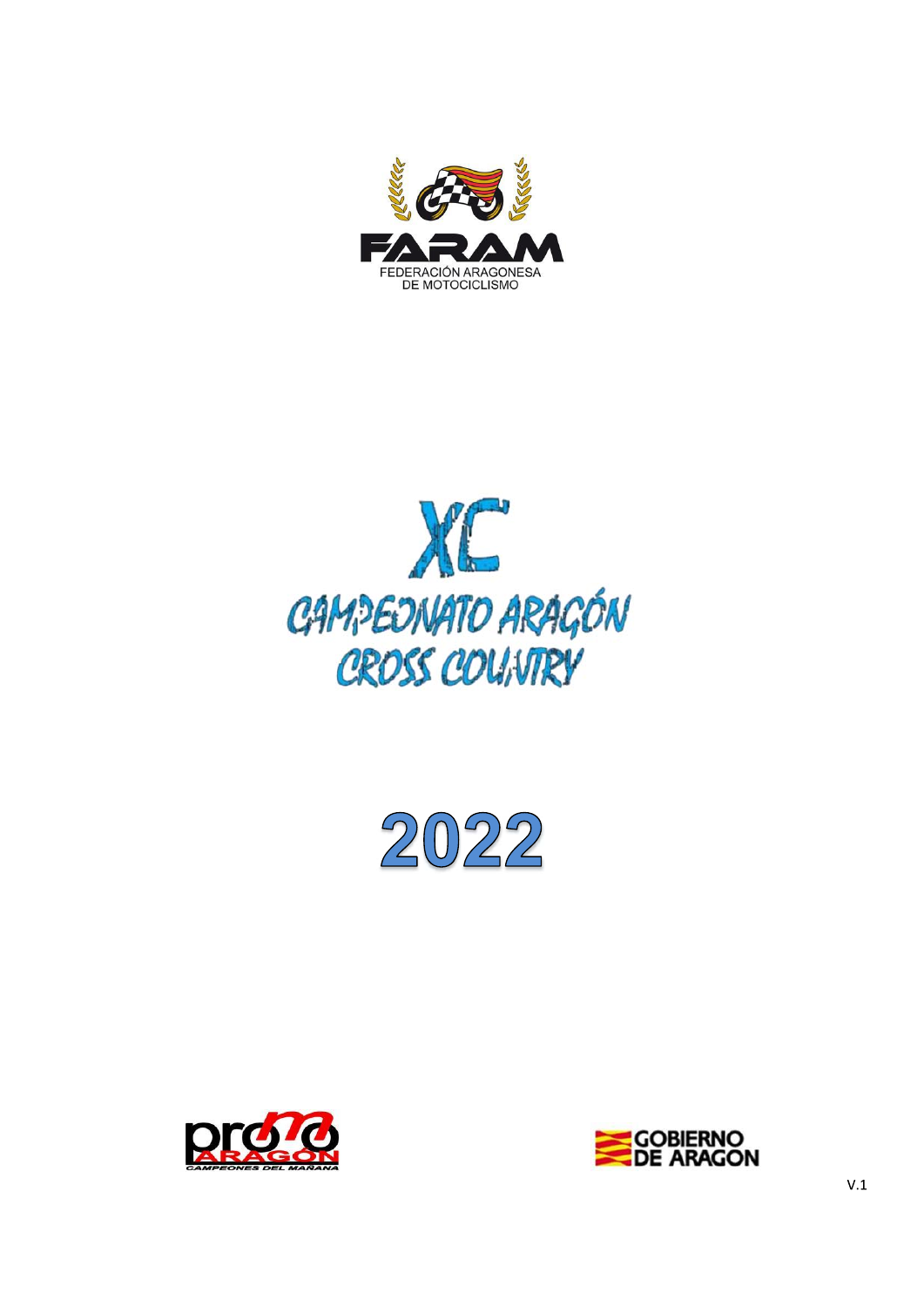FARAM

FEDERACIÓN ARAGONESA DE MOTOCICLISMO

# XC

# CAMPEONATO ARAGÓN CROSS COUNTRY

# 2022

promo ARAGÓN CAMPEONES DEL MAÑANA

GOBIERNO DE ARAGON

V.1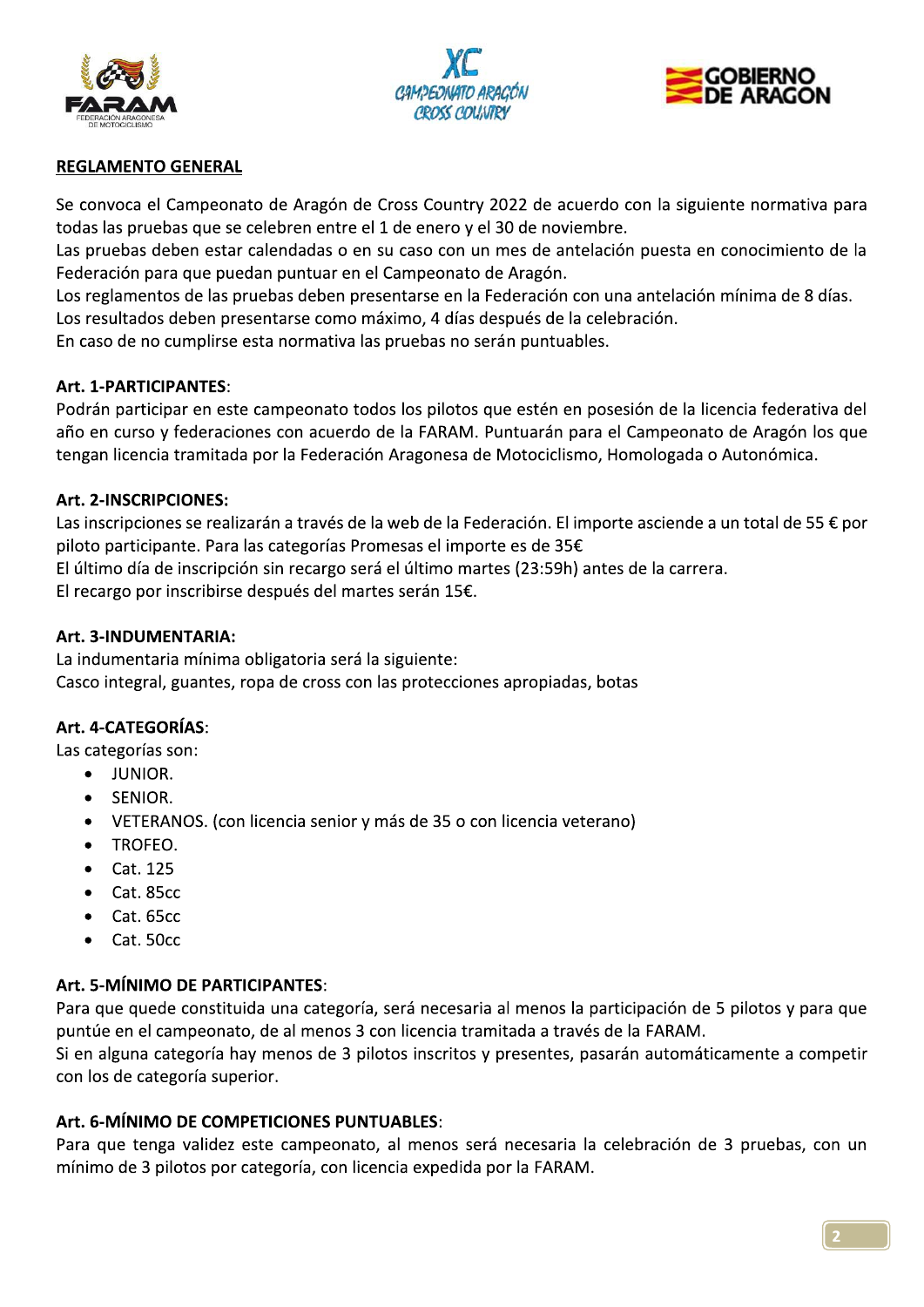**REGLAMENTO GENERAL**

Se convoca el Campeonato de Aragón de Cross Country 2022 de acuerdo con la siguiente normativa para todas las pruebas que se celebren entre el 1 de enero y el 30 de noviembre.
Las pruebas deben estar calendadas o en su caso con un mes de antelación puesta en conocimiento de la Federación para que puedan puntuar en el Campeonato de Aragón.
Los reglamentos de las pruebas deben presentarse en la Federación con una antelación mínima de 8 días.
Los resultados deben presentarse como máximo, 4 días después de la celebración.
En caso de no cumplirse esta normativa las pruebas no serán puntuables.

**Art. 1-PARTICIPANTES**:
Podrán participar en este campeonato todos los pilotos que estén en posesión de la licencia federativa del año en curso y federaciones con acuerdo de la FARAM. Puntuarán para el Campeonato de Aragón los que tengan licencia tramitada por la Federación Aragonesa de Motociclismo, Homologada o Autonómica.

**Art. 2-INSCRIPCIONES:**
Las inscripciones se realizarán a través de la web de la Federación. El importe asciende a un total de 55 € por piloto participante. Para las categorías Promesas el importe es de 35€
El último día de inscripción sin recargo será el último martes (23:59h) antes de la carrera.
El recargo por inscribirse después del martes serán 15€.

**Art. 3-INDUMENTARIA:**
La indumentaria mínima obligatoria será la siguiente:
Casco integral, guantes, ropa de cross con las protecciones apropiadas, botas

**Art. 4-CATEGORÍAS**:
Las categorías son:

- JUNIOR.
- SENIOR.
- VETERANOS. (con licencia senior y más de 35 o con licencia veterano)
- TROFEO.
- Cat. 125
- Cat. 85cc
- Cat. 65cc
- Cat. 50cc

**Art. 5-MÍNIMO DE PARTICIPANTES**:
Para que quede constituida una categoría, será necesaria al menos la participación de 5 pilotos y para que puntúe en el campeonato, de al menos 3 con licencia tramitada a través de la FARAM.
Si en alguna categoría hay menos de 3 pilotos inscritos y presentes, pasarán automáticamente a competir con los de categoría superior.

**Art. 6-MÍNIMO DE COMPETICIONES PUNTUABLES**:
Para que tenga validez este campeonato, al menos será necesaria la celebración de 3 pruebas, con un mínimo de 3 pilotos por categoría, con licencia expedida por la FARAM.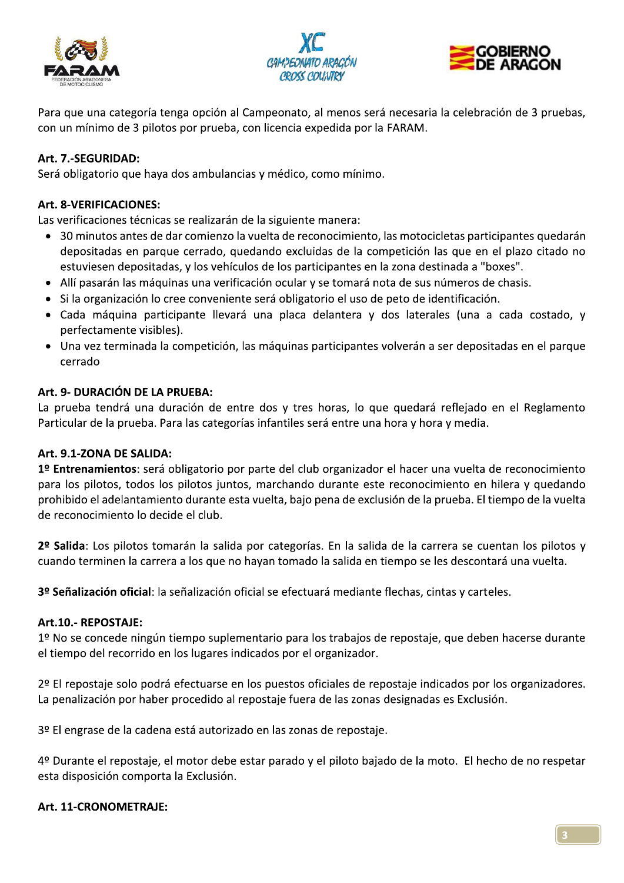Para que una categoría tenga opción al Campeonato, al menos será necesaria la celebración de 3 pruebas, con un mínimo de 3 pilotos por prueba, con licencia expedida por la FARAM.

**Art. 7.-SEGURIDAD:**
Será obligatorio que haya dos ambulancias y médico, como mínimo.

**Art. 8-VERIFICACIONES:**
Las verificaciones técnicas se realizarán de la siguiente manera:

- 30 minutos antes de dar comienzo la vuelta de reconocimiento, las motocicletas participantes quedarán depositadas en parque cerrado, quedando excluidas de la competición las que en el plazo citado no estuviesen depositadas, y los vehículos de los participantes en la zona destinada a "boxes".
- Allí pasarán las máquinas una verificación ocular y se tomará nota de sus números de chasis.
- Si la organización lo cree conveniente será obligatorio el uso de peto de identificación.
- Cada máquina participante llevará una placa delantera y dos laterales (una a cada costado, y perfectamente visibles).
- Una vez terminada la competición, las máquinas participantes volverán a ser depositadas en el parque cerrado

**Art. 9- DURACIÓN DE LA PRUEBA:**
La prueba tendrá una duración de entre dos y tres horas, lo que quedará reflejado en el Reglamento Particular de la prueba. Para las categorías infantiles será entre una hora y hora y media.

**Art. 9.1-ZONA DE SALIDA:**
**1º Entrenamientos**: será obligatorio por parte del club organizador el hacer una vuelta de reconocimiento para los pilotos, todos los pilotos juntos, marchando durante este reconocimiento en hilera y quedando prohibido el adelantamiento durante esta vuelta, bajo pena de exclusión de la prueba. El tiempo de la vuelta de reconocimiento lo decide el club.

**2º Salida**: Los pilotos tomarán la salida por categorías. En la salida de la carrera se cuentan los pilotos y cuando terminen la carrera a los que no hayan tomado la salida en tiempo se les descontará una vuelta.

**3º Señalización oficial**: la señalización oficial se efectuará mediante flechas, cintas y carteles.

**Art.10.- REPOSTAJE:**
1º No se concede ningún tiempo suplementario para los trabajos de repostaje, que deben hacerse durante el tiempo del recorrido en los lugares indicados por el organizador.

2º El repostaje solo podrá efectuarse en los puestos oficiales de repostaje indicados por los organizadores. La penalización por haber procedido al repostaje fuera de las zonas designadas es Exclusión.

3º El engrase de la cadena está autorizado en las zonas de repostaje.

4º Durante el repostaje, el motor debe estar parado y el piloto bajado de la moto. El hecho de no respetar esta disposición comporta la Exclusión.

**Art. 11-CRONOMETRAJE:**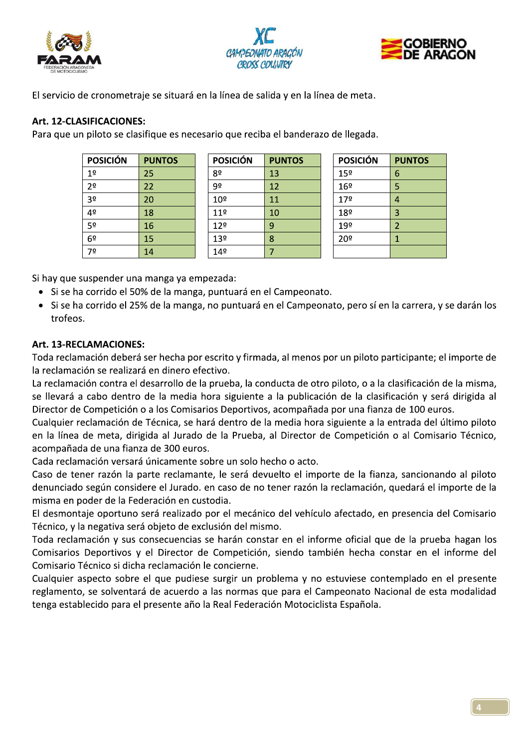El servicio de cronometraje se situará en la línea de salida y en la línea de meta.

**Art. 12-CLASIFICACIONES:**

Para que un piloto se clasifique es necesario que reciba el banderazo de llegada.

| POSICIÓN | PUNTOS |
|---|---|
| 1º | 25 |
| 2º | 22 |
| 3º | 20 |
| 4º | 18 |
| 5º | 16 |
| 6º | 15 |
| 7º | 14 |

| POSICIÓN | PUNTOS |
|---|---|
| 8º | 13 |
| 9º | 12 |
| 10º | 11 |
| 11º | 10 |
| 12º | 9 |
| 13º | 8 |
| 14º | 7 |

| POSICIÓN | PUNTOS |
|---|---|
| 15º | 6 |
| 16º | 5 |
| 17º | 4 |
| 18º | 3 |
| 19º | 2 |
| 20º | 1 |
| | |

Si hay que suspender una manga ya empezada:

- Si se ha corrido el 50% de la manga, puntuará en el Campeonato.
- Si se ha corrido el 25% de la manga, no puntuará en el Campeonato, pero sí en la carrera, y se darán los trofeos.

**Art. 13-RECLAMACIONES:**

Toda reclamación deberá ser hecha por escrito y firmada, al menos por un piloto participante; el importe de la reclamación se realizará en dinero efectivo.

La reclamación contra el desarrollo de la prueba, la conducta de otro piloto, o a la clasificación de la misma, se llevará a cabo dentro de la media hora siguiente a la publicación de la clasificación y será dirigida al Director de Competición o a los Comisarios Deportivos, acompañada por una fianza de 100 euros.

Cualquier reclamación de Técnica, se hará dentro de la media hora siguiente a la entrada del último piloto en la línea de meta, dirigida al Jurado de la Prueba, al Director de Competición o al Comisario Técnico, acompañada de una fianza de 300 euros.

Cada reclamación versará únicamente sobre un solo hecho o acto.

Caso de tener razón la parte reclamante, le será devuelto el importe de la fianza, sancionando al piloto denunciado según considere el Jurado. en caso de no tener razón la reclamación, quedará el importe de la misma en poder de la Federación en custodia.

El desmontaje oportuno será realizado por el mecánico del vehículo afectado, en presencia del Comisario Técnico, y la negativa será objeto de exclusión del mismo.

Toda reclamación y sus consecuencias se harán constar en el informe oficial que de la prueba hagan los Comisarios Deportivos y el Director de Competición, siendo también hecha constar en el informe del Comisario Técnico si dicha reclamación le concierne.

Cualquier aspecto sobre el que pudiese surgir un problema y no estuviese contemplado en el presente reglamento, se solventará de acuerdo a las normas que para el Campeonato Nacional de esta modalidad tenga establecido para el presente año la Real Federación Motociclista Española.